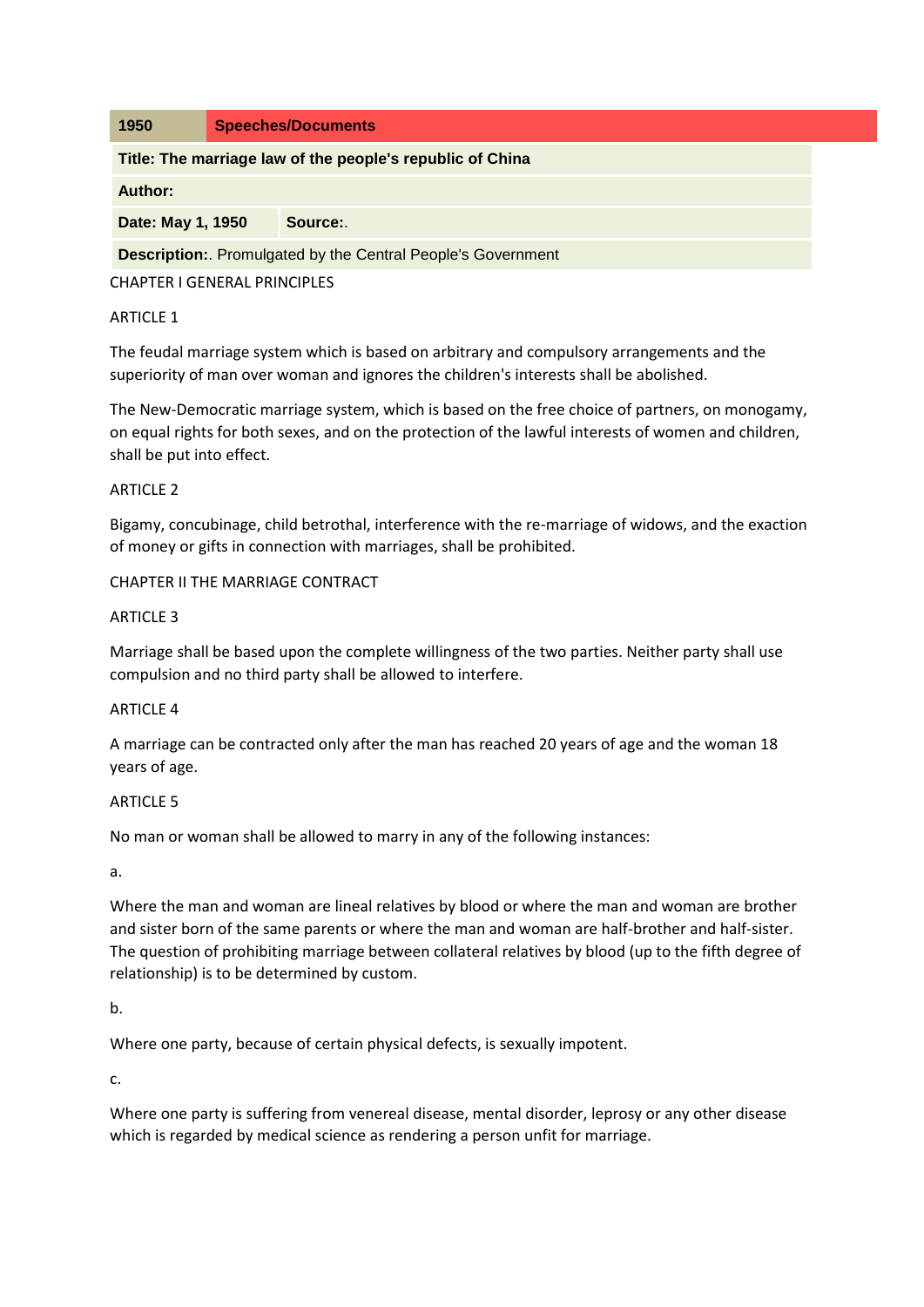| 1950 | Speeches/Documents |
| --- | --- |

**Title: The marriage law of the people's republic of China**

**Author:**

**Date: May 1, 1950** | **Source:**.

**Description:**. Promulgated by the Central People's Government

## CHAPTER I GENERAL PRINCIPLES

### ARTICLE 1

The feudal marriage system which is based on arbitrary and compulsory arrangements and the superiority of man over woman and ignores the children's interests shall be abolished.

The New-Democratic marriage system, which is based on the free choice of partners, on monogamy, on equal rights for both sexes, and on the protection of the lawful interests of women and children, shall be put into effect.

### ARTICLE 2

Bigamy, concubinage, child betrothal, interference with the re-marriage of widows, and the exaction of money or gifts in connection with marriages, shall be prohibited.

## CHAPTER II THE MARRIAGE CONTRACT

### ARTICLE 3

Marriage shall be based upon the complete willingness of the two parties. Neither party shall use compulsion and no third party shall be allowed to interfere.

### ARTICLE 4

A marriage can be contracted only after the man has reached 20 years of age and the woman 18 years of age.

### ARTICLE 5

No man or woman shall be allowed to marry in any of the following instances:

a.

Where the man and woman are lineal relatives by blood or where the man and woman are brother and sister born of the same parents or where the man and woman are half-brother and half-sister. The question of prohibiting marriage between collateral relatives by blood (up to the fifth degree of relationship) is to be determined by custom.

b.

Where one party, because of certain physical defects, is sexually impotent.

c.

Where one party is suffering from venereal disease, mental disorder, leprosy or any other disease which is regarded by medical science as rendering a person unfit for marriage.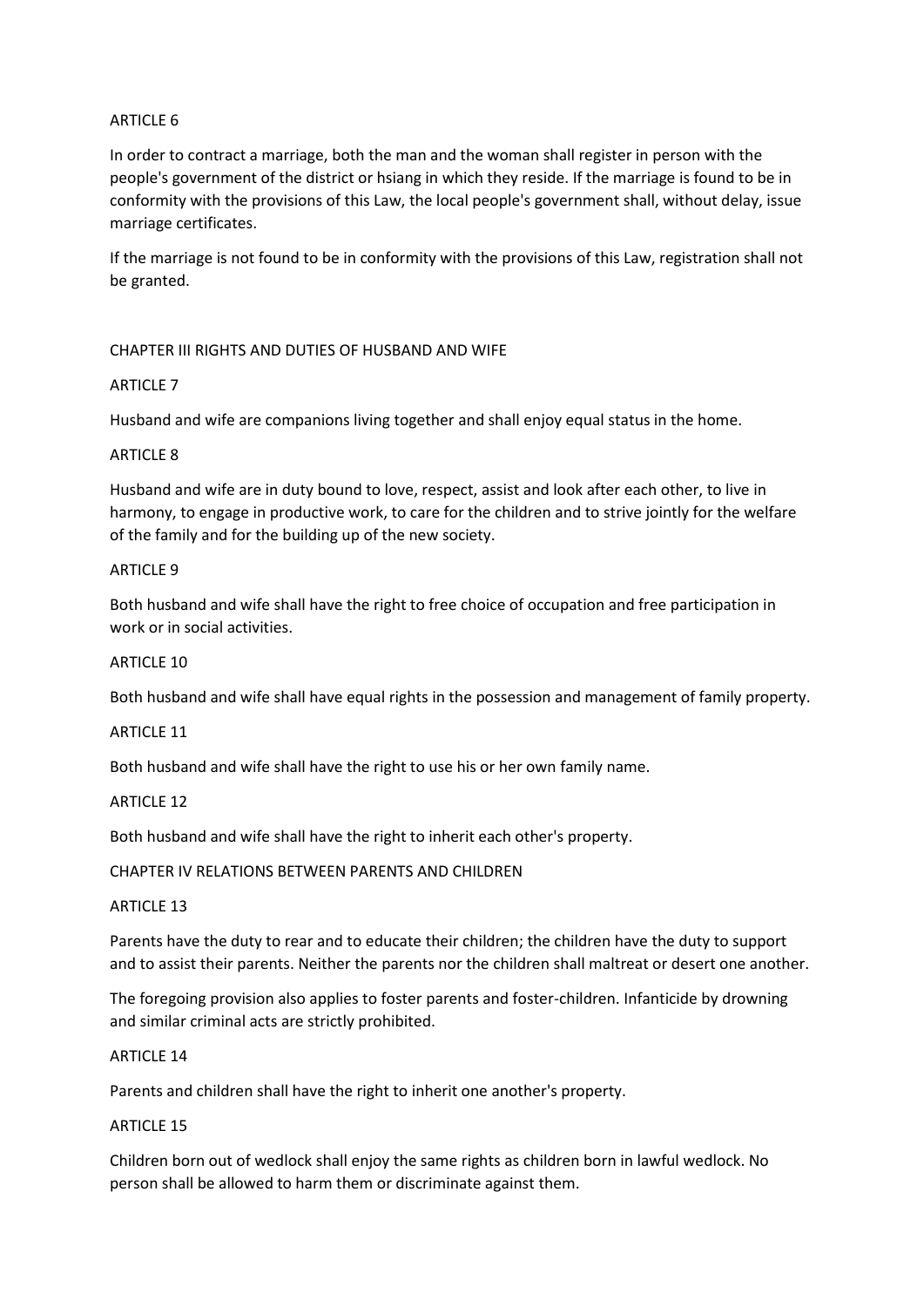ARTICLE 6

In order to contract a marriage, both the man and the woman shall register in person with the people's government of the district or hsiang in which they reside. If the marriage is found to be in conformity with the provisions of this Law, the local people's government shall, without delay, issue marriage certificates.

If the marriage is not found to be in conformity with the provisions of this Law, registration shall not be granted.

## CHAPTER III RIGHTS AND DUTIES OF HUSBAND AND WIFE

ARTICLE 7

Husband and wife are companions living together and shall enjoy equal status in the home.

ARTICLE 8

Husband and wife are in duty bound to love, respect, assist and look after each other, to live in harmony, to engage in productive work, to care for the children and to strive jointly for the welfare of the family and for the building up of the new society.

ARTICLE 9

Both husband and wife shall have the right to free choice of occupation and free participation in work or in social activities.

ARTICLE 10

Both husband and wife shall have equal rights in the possession and management of family property.

ARTICLE 11

Both husband and wife shall have the right to use his or her own family name.

ARTICLE 12

Both husband and wife shall have the right to inherit each other's property.

## CHAPTER IV RELATIONS BETWEEN PARENTS AND CHILDREN

ARTICLE 13

Parents have the duty to rear and to educate their children; the children have the duty to support and to assist their parents. Neither the parents nor the children shall maltreat or desert one another.

The foregoing provision also applies to foster parents and foster-children. Infanticide by drowning and similar criminal acts are strictly prohibited.

ARTICLE 14

Parents and children shall have the right to inherit one another's property.

ARTICLE 15

Children born out of wedlock shall enjoy the same rights as children born in lawful wedlock. No person shall be allowed to harm them or discriminate against them.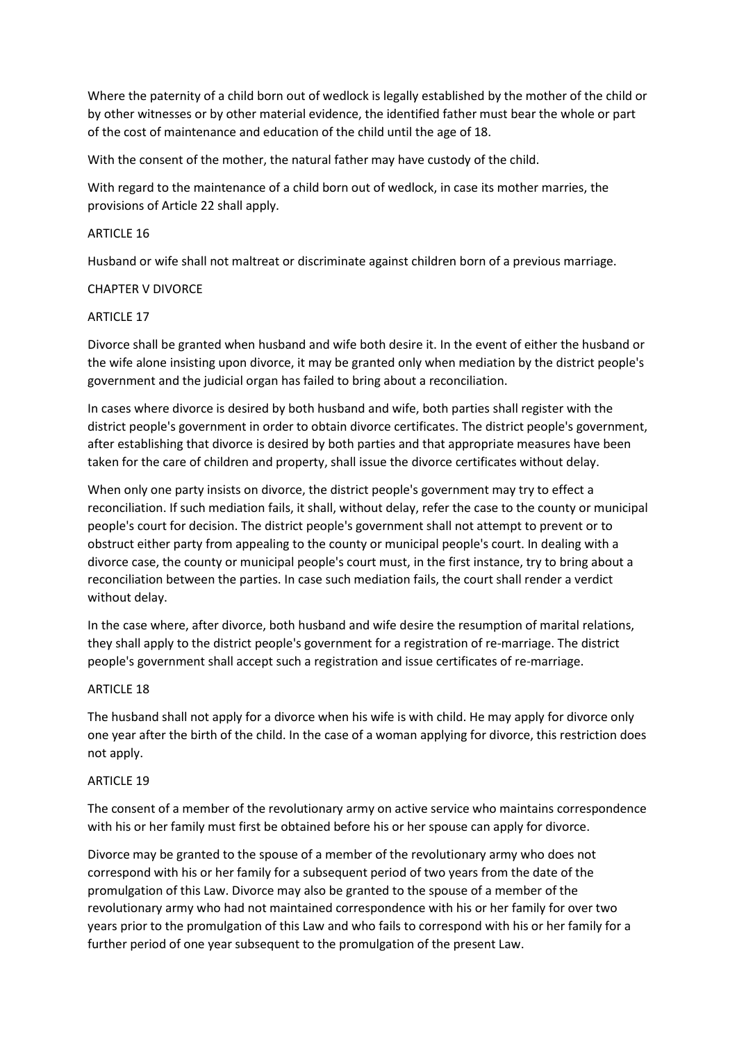Where the paternity of a child born out of wedlock is legally established by the mother of the child or by other witnesses or by other material evidence, the identified father must bear the whole or part of the cost of maintenance and education of the child until the age of 18.

With the consent of the mother, the natural father may have custody of the child.

With regard to the maintenance of a child born out of wedlock, in case its mother marries, the provisions of Article 22 shall apply.

### ARTICLE 16

Husband or wife shall not maltreat or discriminate against children born of a previous marriage.

## CHAPTER V DIVORCE

### ARTICLE 17

Divorce shall be granted when husband and wife both desire it. In the event of either the husband or the wife alone insisting upon divorce, it may be granted only when mediation by the district people's government and the judicial organ has failed to bring about a reconciliation.

In cases where divorce is desired by both husband and wife, both parties shall register with the district people's government in order to obtain divorce certificates. The district people's government, after establishing that divorce is desired by both parties and that appropriate measures have been taken for the care of children and property, shall issue the divorce certificates without delay.

When only one party insists on divorce, the district people's government may try to effect a reconciliation. If such mediation fails, it shall, without delay, refer the case to the county or municipal people's court for decision. The district people's government shall not attempt to prevent or to obstruct either party from appealing to the county or municipal people's court. In dealing with a divorce case, the county or municipal people's court must, in the first instance, try to bring about a reconciliation between the parties. In case such mediation fails, the court shall render a verdict without delay.

In the case where, after divorce, both husband and wife desire the resumption of marital relations, they shall apply to the district people's government for a registration of re-marriage. The district people's government shall accept such a registration and issue certificates of re-marriage.

### ARTICLE 18

The husband shall not apply for a divorce when his wife is with child. He may apply for divorce only one year after the birth of the child. In the case of a woman applying for divorce, this restriction does not apply.

### ARTICLE 19

The consent of a member of the revolutionary army on active service who maintains correspondence with his or her family must first be obtained before his or her spouse can apply for divorce.

Divorce may be granted to the spouse of a member of the revolutionary army who does not correspond with his or her family for a subsequent period of two years from the date of the promulgation of this Law. Divorce may also be granted to the spouse of a member of the revolutionary army who had not maintained correspondence with his or her family for over two years prior to the promulgation of this Law and who fails to correspond with his or her family for a further period of one year subsequent to the promulgation of the present Law.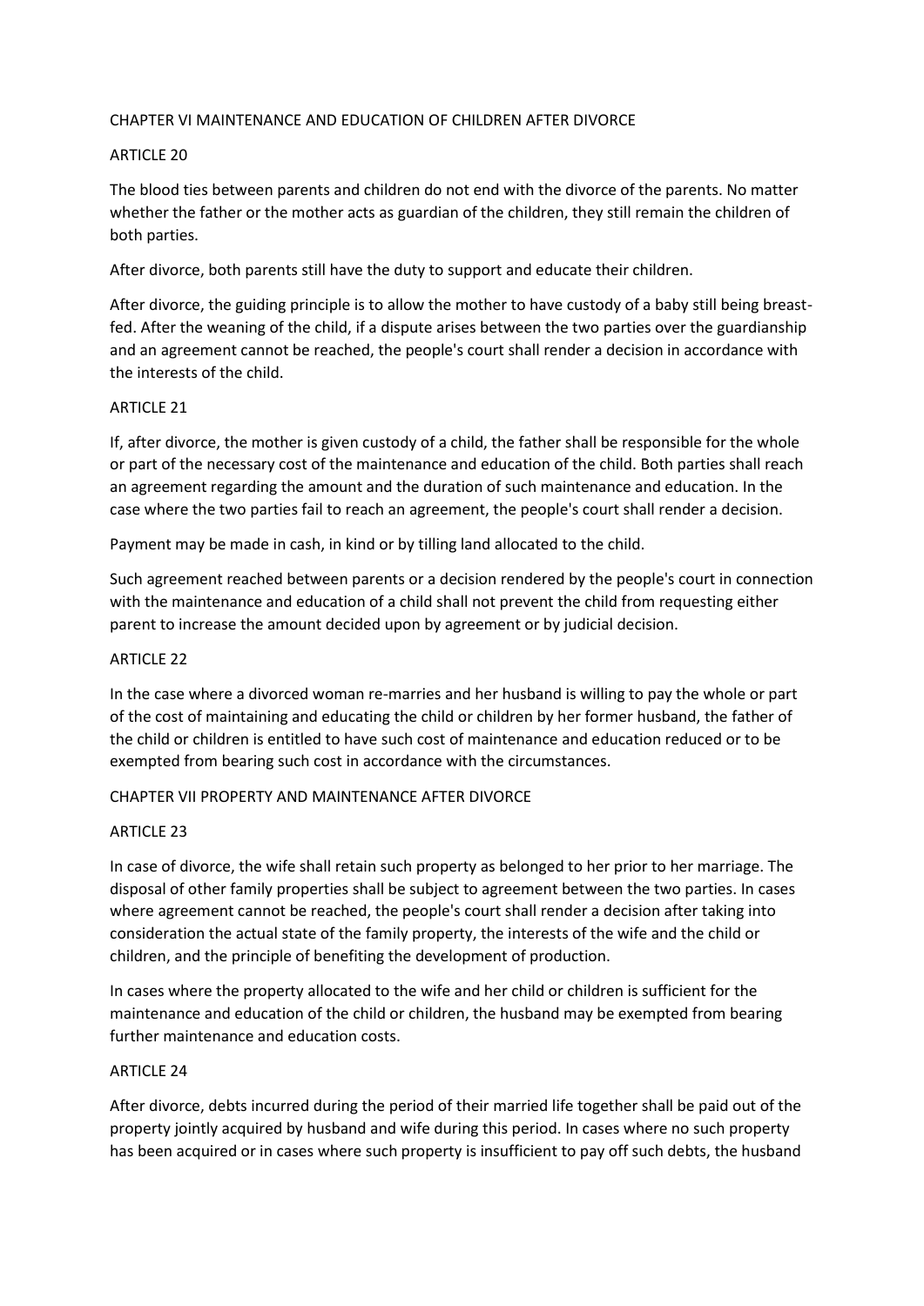## CHAPTER VI MAINTENANCE AND EDUCATION OF CHILDREN AFTER DIVORCE

### ARTICLE 20

The blood ties between parents and children do not end with the divorce of the parents. No matter whether the father or the mother acts as guardian of the children, they still remain the children of both parties.

After divorce, both parents still have the duty to support and educate their children.

After divorce, the guiding principle is to allow the mother to have custody of a baby still being breast-fed. After the weaning of the child, if a dispute arises between the two parties over the guardianship and an agreement cannot be reached, the people's court shall render a decision in accordance with the interests of the child.

### ARTICLE 21

If, after divorce, the mother is given custody of a child, the father shall be responsible for the whole or part of the necessary cost of the maintenance and education of the child. Both parties shall reach an agreement regarding the amount and the duration of such maintenance and education. In the case where the two parties fail to reach an agreement, the people's court shall render a decision.

Payment may be made in cash, in kind or by tilling land allocated to the child.

Such agreement reached between parents or a decision rendered by the people's court in connection with the maintenance and education of a child shall not prevent the child from requesting either parent to increase the amount decided upon by agreement or by judicial decision.

### ARTICLE 22

In the case where a divorced woman re-marries and her husband is willing to pay the whole or part of the cost of maintaining and educating the child or children by her former husband, the father of the child or children is entitled to have such cost of maintenance and education reduced or to be exempted from bearing such cost in accordance with the circumstances.

## CHAPTER VII PROPERTY AND MAINTENANCE AFTER DIVORCE

### ARTICLE 23

In case of divorce, the wife shall retain such property as belonged to her prior to her marriage. The disposal of other family properties shall be subject to agreement between the two parties. In cases where agreement cannot be reached, the people's court shall render a decision after taking into consideration the actual state of the family property, the interests of the wife and the child or children, and the principle of benefiting the development of production.

In cases where the property allocated to the wife and her child or children is sufficient for the maintenance and education of the child or children, the husband may be exempted from bearing further maintenance and education costs.

### ARTICLE 24

After divorce, debts incurred during the period of their married life together shall be paid out of the property jointly acquired by husband and wife during this period. In cases where no such property has been acquired or in cases where such property is insufficient to pay off such debts, the husband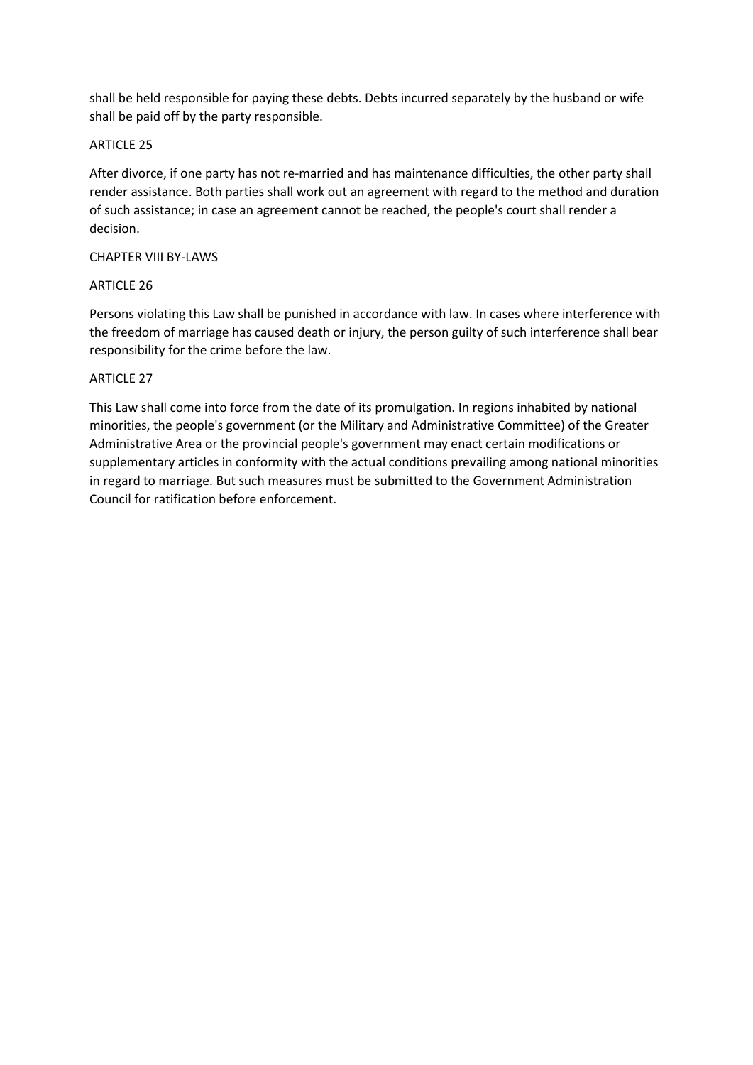shall be held responsible for paying these debts. Debts incurred separately by the husband or wife shall be paid off by the party responsible.

ARTICLE 25

After divorce, if one party has not re-married and has maintenance difficulties, the other party shall render assistance. Both parties shall work out an agreement with regard to the method and duration of such assistance; in case an agreement cannot be reached, the people's court shall render a decision.

## CHAPTER VIII BY-LAWS

ARTICLE 26

Persons violating this Law shall be punished in accordance with law. In cases where interference with the freedom of marriage has caused death or injury, the person guilty of such interference shall bear responsibility for the crime before the law.

ARTICLE 27

This Law shall come into force from the date of its promulgation. In regions inhabited by national minorities, the people's government (or the Military and Administrative Committee) of the Greater Administrative Area or the provincial people's government may enact certain modifications or supplementary articles in conformity with the actual conditions prevailing among national minorities in regard to marriage. But such measures must be submitted to the Government Administration Council for ratification before enforcement.